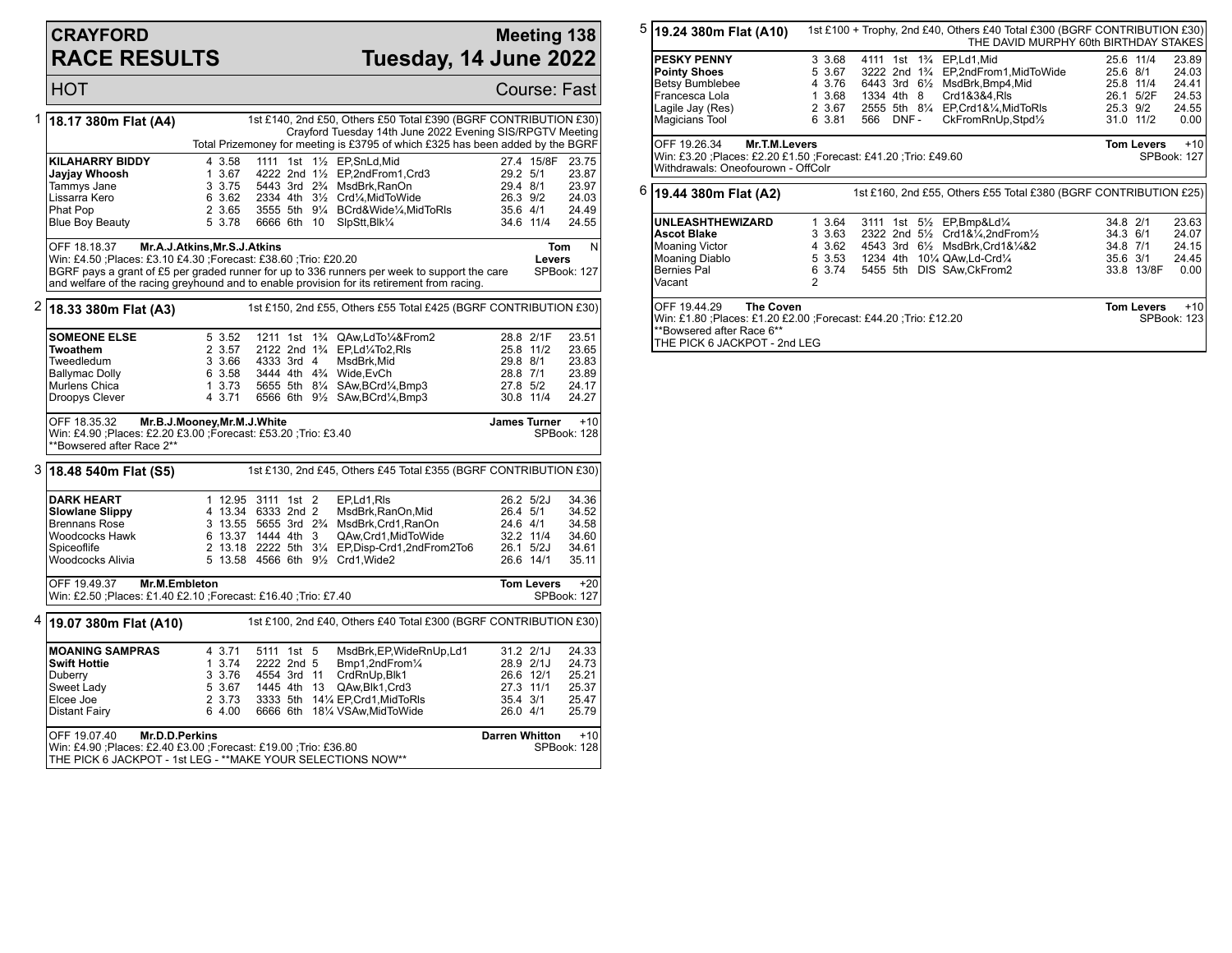# CRAYFORD RACE RESULTS

**Meeting 138**
**Tuesday, 14 June 2022**

HOT — Course: Fast

## 1 18.17 380m Flat (A4)

1st £140, 2nd £50, Others £50 Total £390 (BGRF CONTRIBUTION £30)
Crayford Tuesday 14th June 2022 Evening SIS/RPGTV Meeting
Total Prizemoney for meeting is £3795 of which £325 has been added by the BGRF

| Dog | Trap | Split | Sectionals | Pos | Dist | Comment | Wt | SP | Time |
|---|---|---|---|---|---|---|---|---|---|
| **KILAHARRY BIDDY** | 4 | 3.58 | 1111 | 1st | 1½ | EP,SnLd,Mid | 27.4 | 15/8F | 23.75 |
| **Jayjay Whoosh** | 1 | 3.67 | 4222 | 2nd | 1½ | EP,2ndFrom1,Crd3 | 29.2 | 5/1 | 23.87 |
| Tammys Jane | 3 | 3.75 | 5443 | 3rd | 2¾ | MsdBrk,RanOn | 29.4 | 8/1 | 23.97 |
| Lissarra Kero | 6 | 3.62 | 2334 | 4th | 3½ | Crd¼,MidToWide | 26.3 | 9/2 | 24.03 |
| Phat Pop | 2 | 3.65 | 3555 | 5th | 9¼ | BCrd&Wide¼,MidToRls | 35.6 | 4/1 | 24.49 |
| Blue Boy Beauty | 5 | 3.78 | 6666 | 6th | 10 | SlpStt,Blk¼ | 34.6 | 11/4 | 24.55 |

OFF 18.18.37 **Mr.A.J.Atkins,Mr.S.J.Atkins** — **Tom Levers** N
Win: £4.50 ;Places: £3.10 £4.30 ;Forecast: £38.60 ;Trio: £20.20 — SPBook: 127
BGRF pays a grant of £5 per graded runner for up to 336 runners per week to support the care and welfare of the racing greyhound and to enable provision for its retirement from racing.

## 2 18.33 380m Flat (A3)

1st £150, 2nd £55, Others £55 Total £425 (BGRF CONTRIBUTION £30)

| Dog | Trap | Split | Sectionals | Pos | Dist | Comment | Wt | SP | Time |
|---|---|---|---|---|---|---|---|---|---|
| **SOMEONE ELSE** | 5 | 3.52 | 1211 | 1st | 1¾ | QAw,LdTo¼&From2 | 28.8 | 2/1F | 23.51 |
| **Twoathem** | 2 | 3.57 | 2122 | 2nd | 1¾ | EP,Ld¼To2,Rls | 25.8 | 11/2 | 23.65 |
| Tweedledum | 3 | 3.66 | 4333 | 3rd | 4 | MsdBrk,Mid | 29.8 | 8/1 | 23.83 |
| Ballymac Dolly | 6 | 3.58 | 3444 | 4th | 4¾ | Wide,EvCh | 28.8 | 7/1 | 23.89 |
| Murlens Chica | 1 | 3.73 | 5655 | 5th | 8¼ | SAw,BCrd¼,Bmp3 | 27.8 | 5/2 | 24.17 |
| Droopys Clever | 4 | 3.71 | 6566 | 6th | 9½ | SAw,BCrd¼,Bmp3 | 30.8 | 11/4 | 24.27 |

OFF 18.35.32 **Mr.B.J.Mooney,Mr.M.J.White** — **James Turner** +10
Win: £4.90 ;Places: £2.20 £3.00 ;Forecast: £53.20 ;Trio: £3.40 — SPBook: 128
**Bowsered after Race 2**

## 3 18.48 540m Flat (S5)

1st £130, 2nd £45, Others £45 Total £355 (BGRF CONTRIBUTION £30)

| Dog | Trap | Split | Sectionals | Pos | Dist | Comment | Wt | SP | Time |
|---|---|---|---|---|---|---|---|---|---|
| **DARK HEART** | 1 | 12.95 | 3111 | 1st | 2 | EP,Ld1,Rls | 26.2 | 5/2J | 34.36 |
| **Slowlane Slippy** | 4 | 13.34 | 6333 | 2nd | 2 | MsdBrk,RanOn,Mid | 26.4 | 5/1 | 34.52 |
| Brennans Rose | 3 | 13.55 | 5655 | 3rd | 2¾ | MsdBrk,Crd1,RanOn | 24.6 | 4/1 | 34.58 |
| Woodcocks Hawk | 6 | 13.37 | 1444 | 4th | 3 | QAw,Crd1,MidToWide | 32.2 | 11/4 | 34.60 |
| Spiceoflife | 2 | 13.18 | 2222 | 5th | 3¼ | EP,Disp-Crd1,2ndFrom2To6 | 26.1 | 5/2J | 34.61 |
| Woodcocks Alivia | 5 | 13.58 | 4566 | 6th | 9½ | Crd1,Wide2 | 26.6 | 14/1 | 35.11 |

OFF 19.49.37 **Mr.M.Embleton** — **Tom Levers** +20
Win: £2.50 ;Places: £1.40 £2.10 ;Forecast: £16.40 ;Trio: £7.40 — SPBook: 127

## 4 19.07 380m Flat (A10)

1st £100, 2nd £40, Others £40 Total £300 (BGRF CONTRIBUTION £30)

| Dog | Trap | Split | Sectionals | Pos | Dist | Comment | Wt | SP | Time |
|---|---|---|---|---|---|---|---|---|---|
| **MOANING SAMPRAS** | 4 | 3.71 | 5111 | 1st | 5 | MsdBrk,EP,WideRnUp,Ld1 | 31.2 | 2/1J | 24.33 |
| **Swift Hottie** | 1 | 3.74 | 2222 | 2nd | 5 | Bmp1,2ndFrom¼ | 28.9 | 2/1J | 24.73 |
| Duberry | 3 | 3.76 | 4554 | 3rd | 11 | CrdRnUp,Blk1 | 26.6 | 12/1 | 25.21 |
| Sweet Lady | 5 | 3.67 | 1445 | 4th | 13 | QAw,Blk1,Crd3 | 27.3 | 11/1 | 25.37 |
| Elcee Joe | 2 | 3.73 | 3333 | 5th | 14¼ | EP,Crd1,MidToRls | 35.4 | 3/1 | 25.47 |
| Distant Fairy | 6 | 4.00 | 6666 | 6th | 18¼ | VSAw,MidToWide | 26.0 | 4/1 | 25.79 |

OFF 19.07.40 **Mr.D.D.Perkins** — **Darren Whitton** +10
Win: £4.90 ;Places: £2.40 £3.00 ;Forecast: £19.00 ;Trio: £36.80 — SPBook: 128
THE PICK 6 JACKPOT - 1st LEG - **MAKE YOUR SELECTIONS NOW**

## 5 19.24 380m Flat (A10)

1st £100 + Trophy, 2nd £40, Others £40 Total £300 (BGRF CONTRIBUTION £30)
THE DAVID MURPHY 60th BIRTHDAY STAKES

| Dog | Trap | Split | Sectionals | Pos | Dist | Comment | Wt | SP | Time |
|---|---|---|---|---|---|---|---|---|---|
| **PESKY PENNY** | 3 | 3.68 | 4111 | 1st | 1¾ | EP,Ld1,Mid | 25.6 | 11/4 | 23.89 |
| **Pointy Shoes** | 5 | 3.67 | 3222 | 2nd | 1¾ | EP,2ndFrom1,MidToWide | 25.6 | 8/1 | 24.03 |
| Betsy Bumblebee | 4 | 3.76 | 6443 | 3rd | 6½ | MsdBrk,Bmp4,Mid | 25.8 | 11/4 | 24.41 |
| Francesca Lola | 1 | 3.68 | 1334 | 4th | 8 | Crd1&3&4,Rls | 26.1 | 5/2F | 24.53 |
| Lagile Jay (Res) | 2 | 3.67 | 2555 | 5th | 8¼ | EP,Crd1&¼,MidToRls | 25.3 | 9/2 | 24.55 |
| Magicians Tool | 6 | 3.81 | 566 | DNF | - | CkFromRnUp,Stpd½ | 31.0 | 11/2 | 0.00 |

OFF 19.26.34 **Mr.T.M.Levers** — **Tom Levers** +10
Win: £3.20 ;Places: £2.20 £1.50 ;Forecast: £41.20 ;Trio: £49.60 — SPBook: 127
Withdrawals: Oneofourown - OffColr

## 6 19.44 380m Flat (A2)

1st £160, 2nd £55, Others £55 Total £380 (BGRF CONTRIBUTION £25)

| Dog | Trap | Split | Sectionals | Pos | Dist | Comment | Wt | SP | Time |
|---|---|---|---|---|---|---|---|---|---|
| **UNLEASHTHEWIZARD** | 1 | 3.64 | 3111 | 1st | 5½ | EP,Bmp&Ld¼ | 34.8 | 2/1 | 23.63 |
| **Ascot Blake** | 3 | 3.63 | 2322 | 2nd | 5½ | Crd1&¼,2ndFrom½ | 34.3 | 6/1 | 24.07 |
| Moaning Victor | 4 | 3.62 | 4543 | 3rd | 6½ | MsdBrk,Crd1&¼&2 | 34.8 | 7/1 | 24.15 |
| Moaning Diablo | 5 | 3.53 | 1234 | 4th | 10¼ | QAw,Ld-Crd¼ | 35.6 | 3/1 | 24.45 |
| Bernies Pal | 6 | 3.74 | 5455 | 5th | DIS | SAw,CkFrom2 | 33.8 | 13/8F | 0.00 |
| Vacant | 2 | | | | | | | | |

OFF 19.44.29 **The Coven** — **Tom Levers** +10
Win: £1.80 ;Places: £1.20 £2.00 ;Forecast: £44.20 ;Trio: £12.20 — SPBook: 123
**Bowsered after Race 6**
THE PICK 6 JACKPOT - 2nd LEG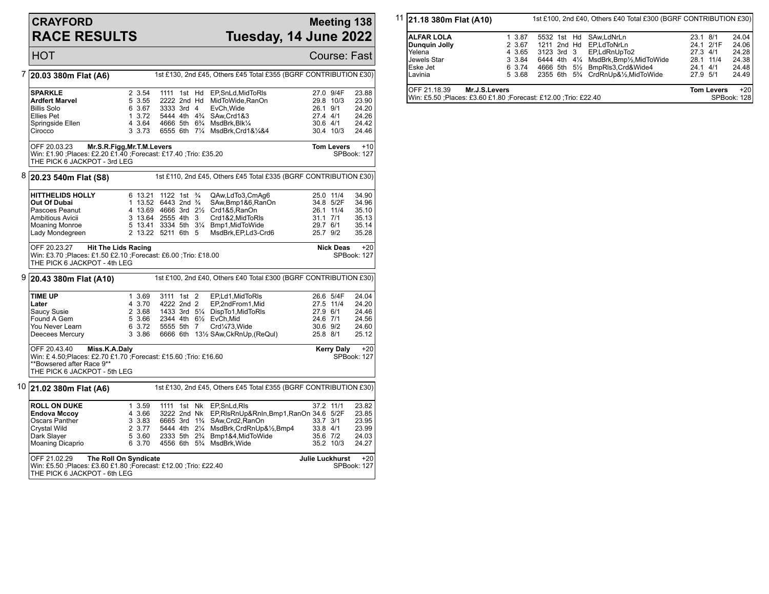# CRAYFORD RACE RESULTS

## Meeting 138 Tuesday, 14 June 2022

HOT — Course: Fast

### 7 — 20.03 380m Flat (A6)

1st £130, 2nd £45, Others £45 Total £355 (BGRF CONTRIBUTION £30)

| | | | | | | | | | | |
|---|---|---|---|---|---|---|---|---|---|---|
| **SPARKLE** | 2 | 3.54 | 1111 | 1st | Hd | EP,SnLd,MidToRls | 27.0 | 9/4F | 23.88 |
| **Ardfert Marvel** | 5 | 3.55 | 2222 | 2nd | Hd | MidToWide,RanOn | 29.8 | 10/3 | 23.90 |
| Billis Solo | 6 | 3.67 | 3333 | 3rd | 4 | EvCh,Wide | 26.1 | 9/1 | 24.20 |
| Ellies Pet | 1 | 3.72 | 5444 | 4th | 4¾ | SAw,Crd1&3 | 27.4 | 4/1 | 24.26 |
| Springside Ellen | 4 | 3.64 | 4666 | 5th | 6¾ | MsdBrk,Blk¼ | 30.6 | 4/1 | 24.42 |
| Cirocco | 3 | 3.73 | 6555 | 6th | 7¼ | MsdBrk,Crd1&¼&4 | 30.4 | 10/3 | 24.46 |

OFF 20.03.23 **Mr.S.R.Figg,Mr.T.M.Levers** — **Tom Levers** +10
Win: £1.90 ;Places: £2.20 £1.40 ;Forecast: £17.40 ;Trio: £35.20 — SPBook: 127
THE PICK 6 JACKPOT - 3rd LEG

### 8 — 20.23 540m Flat (S8)

1st £110, 2nd £45, Others £45 Total £335 (BGRF CONTRIBUTION £30)

| | | | | | | | | | | |
|---|---|---|---|---|---|---|---|---|---|---|
| **HITTHELIDS HOLLY** | 6 | 13.21 | 1122 | 1st | ¾ | QAw,LdTo3,CmAg6 | 25.0 | 11/4 | 34.90 |
| **Out Of Dubai** | 1 | 13.52 | 6443 | 2nd | ¾ | SAw,Bmp1&6,RanOn | 34.8 | 5/2F | 34.96 |
| Pascoes Peanut | 4 | 13.69 | 4666 | 3rd | 2½ | Crd1&5,RanOn | 26.1 | 11/4 | 35.10 |
| Ambitious Avicii | 3 | 13.64 | 2555 | 4th | 3 | Crd1&2,MidToRls | 31.1 | 7/1 | 35.13 |
| Moaning Monroe | 5 | 13.41 | 3334 | 5th | 3¼ | Bmp1,MidToWide | 29.7 | 6/1 | 35.14 |
| Lady Mondegreen | 2 | 13.22 | 5211 | 6th | 5 | MsdBrk,EP,Ld3-Crd6 | 25.7 | 9/2 | 35.28 |

OFF 20.23.27 **Hit The Lids Racing** — **Nick Deas** +20
Win: £3.70 ;Places: £1.50 £2.10 ;Forecast: £6.00 ;Trio: £18.00 — SPBook: 127
THE PICK 6 JACKPOT - 4th LEG

### 9 — 20.43 380m Flat (A10)

1st £100, 2nd £40, Others £40 Total £300 (BGRF CONTRIBUTION £30)

| | | | | | | | | | | |
|---|---|---|---|---|---|---|---|---|---|---|
| **TIME UP** | 1 | 3.69 | 3111 | 1st | 2 | EP,Ld1,MidToRls | 26.6 | 5/4F | 24.04 |
| **Later** | 4 | 3.70 | 4222 | 2nd | 2 | EP,2ndFrom1,Mid | 27.5 | 11/4 | 24.20 |
| Saucy Susie | 2 | 3.68 | 1433 | 3rd | 5¼ | DispTo1,MidToRls | 27.9 | 6/1 | 24.46 |
| Found A Gem | 5 | 3.66 | 2344 | 4th | 6½ | EvCh,Mid | 24.6 | 7/1 | 24.56 |
| You Never Learn | 6 | 3.72 | 5555 | 5th | 7 | Crd¼73,Wide | 30.6 | 9/2 | 24.60 |
| Deecees Mercury | 3 | 3.86 | 6666 | 6th | 13½ | SAw,CkRnUp,(ReQul) | 25.8 | 8/1 | 25.12 |

OFF 20.43.40 **Miss.K.A.Daly** — **Kerry Daly** +20
Win: £ 4.50;Places: £2.70 £1.70 ;Forecast: £15.60 ;Trio: £16.60 — SPBook: 127
**Bowsered after Race 9**
THE PICK 6 JACKPOT - 5th LEG

### 10 — 21.02 380m Flat (A6)

1st £130, 2nd £45, Others £45 Total £355 (BGRF CONTRIBUTION £30)

| | | | | | | | | | | |
|---|---|---|---|---|---|---|---|---|---|---|
| **ROLL ON DUKE** | 1 | 3.59 | 1111 | 1st | Nk | EP,SnLd,Rls | 37.2 | 11/1 | 23.82 |
| **Endova Mccoy** | 4 | 3.66 | 3222 | 2nd | Nk | EP,RlsRnUp&RnIn,Bmp1,RanOn | 34.6 | 5/2F | 23.85 |
| Oscars Panther | 3 | 3.83 | 6665 | 3rd | 1¾ | SAw,Crd2,RanOn | 33.7 | 3/1 | 23.95 |
| Crystal Wild | 2 | 3.77 | 5444 | 4th | 2¼ | MsdBrk,CrdRnUp&½,Bmp4 | 33.8 | 4/1 | 23.99 |
| Dark Slayer | 5 | 3.60 | 2333 | 5th | 2¾ | Bmp1&4,MidToWide | 35.6 | 7/2 | 24.03 |
| Moaning Dicaprio | 6 | 3.70 | 4556 | 6th | 5¾ | MsdBrk,Wide | 35.2 | 10/3 | 24.27 |

OFF 21.02.29 **The Roll On Syndicate** — **Julie Luckhurst** +20
Win: £5.50 ;Places: £3.60 £1.80 ;Forecast: £12.00 ;Trio: £22.40 — SPBook: 127
THE PICK 6 JACKPOT - 6th LEG

### 11 — 21.18 380m Flat (A10)

1st £100, 2nd £40, Others £40 Total £300 (BGRF CONTRIBUTION £30)

| | | | | | | | | | | |
|---|---|---|---|---|---|---|---|---|---|---|
| **ALFAR LOLA** | 1 | 3.87 | 5532 | 1st | Hd | SAw,LdNrLn | 23.1 | 8/1 | 24.04 |
| **Dunquin Jolly** | 2 | 3.67 | 1211 | 2nd | Hd | EP,LdToNrLn | 24.1 | 2/1F | 24.06 |
| Yelena | 4 | 3.65 | 3123 | 3rd | 3 | EP,LdRnUpTo2 | 27.3 | 4/1 | 24.28 |
| Jewels Star | 3 | 3.84 | 6444 | 4th | 4¼ | MsdBrk,Bmp½,MidToWide | 28.1 | 11/4 | 24.38 |
| Eske Jet | 6 | 3.74 | 4666 | 5th | 5½ | BmpRls3,Crd&Wide4 | 24.1 | 4/1 | 24.48 |
| Lavinia | 5 | 3.68 | 2355 | 6th | 5¾ | CrdRnUp&½,MidToWide | 27.9 | 5/1 | 24.49 |

OFF 21.18.39 **Mr.J.S.Levers** — **Tom Levers** +20
Win: £5.50 ;Places: £3.60 £1.80 ;Forecast: £12.00 ;Trio: £22.40 — SPBook: 128